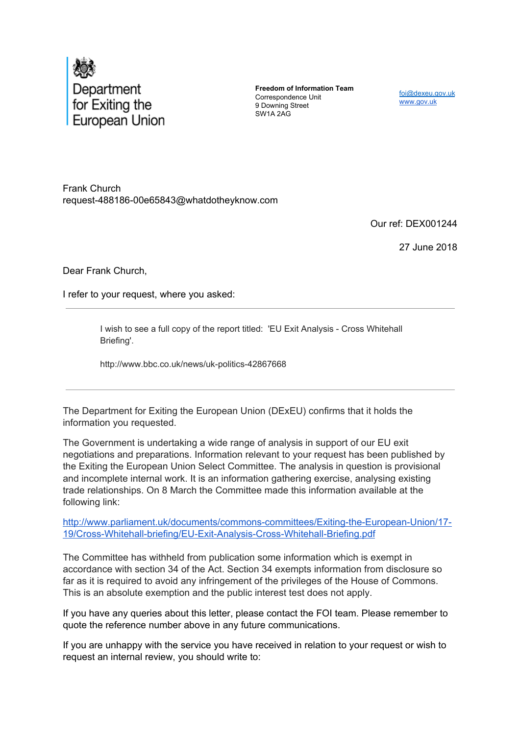**Department for Exiting the European Union**

**Freedom of Information Team**
Correspondence Unit
9 Downing Street
SW1A 2AG

foi@dexeu.gov.uk
www.gov.uk

Frank Church
request-488186-00e65843@whatdotheyknow.com

Our ref: DEX001244

27 June 2018

Dear Frank Church,

I refer to your request, where you asked:

---

> I wish to see a full copy of the report titled: 'EU Exit Analysis - Cross Whitehall Briefing'.
>
> http://www.bbc.co.uk/news/uk-politics-42867668

---

The Department for Exiting the European Union (DExEU) confirms that it holds the information you requested.

The Government is undertaking a wide range of analysis in support of our EU exit negotiations and preparations. Information relevant to your request has been published by the Exiting the European Union Select Committee. The analysis in question is provisional and incomplete internal work. It is an information gathering exercise, analysing existing trade relationships. On 8 March the Committee made this information available at the following link:

http://www.parliament.uk/documents/commons-committees/Exiting-the-European-Union/17-19/Cross-Whitehall-briefing/EU-Exit-Analysis-Cross-Whitehall-Briefing.pdf

The Committee has withheld from publication some information which is exempt in accordance with section 34 of the Act. Section 34 exempts information from disclosure so far as it is required to avoid any infringement of the privileges of the House of Commons. This is an absolute exemption and the public interest test does not apply.

If you have any queries about this letter, please contact the FOI team. Please remember to quote the reference number above in any future communications.

If you are unhappy with the service you have received in relation to your request or wish to request an internal review, you should write to: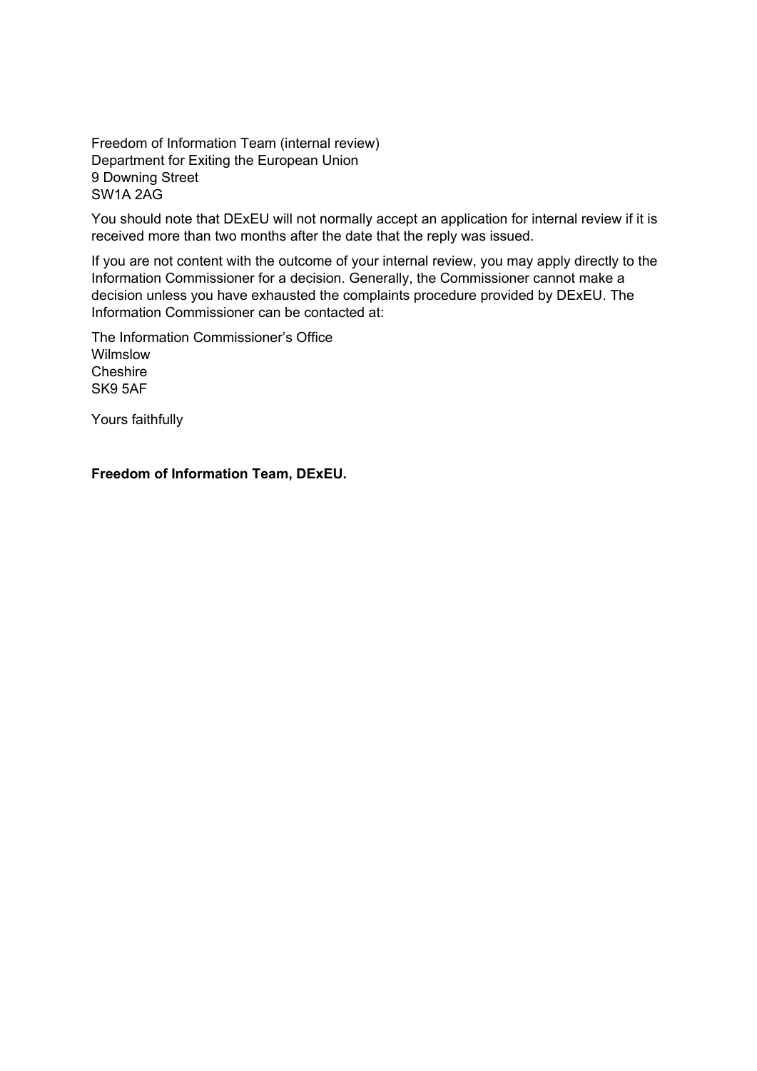Freedom of Information Team (internal review)
Department for Exiting the European Union
9 Downing Street
SW1A 2AG

You should note that DExEU will not normally accept an application for internal review if it is received more than two months after the date that the reply was issued.

If you are not content with the outcome of your internal review, you may apply directly to the Information Commissioner for a decision. Generally, the Commissioner cannot make a decision unless you have exhausted the complaints procedure provided by DExEU. The Information Commissioner can be contacted at:

The Information Commissioner's Office
Wilmslow
Cheshire
SK9 5AF

Yours faithfully

**Freedom of Information Team, DExEU.**